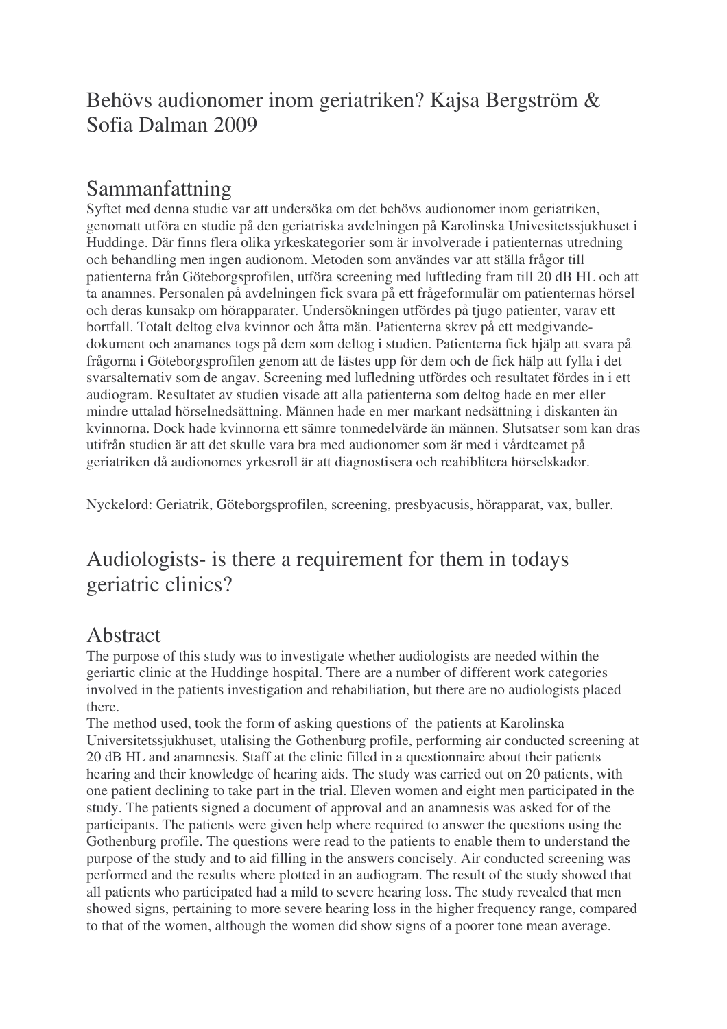# Behövs audionomer inom geriatriken? Kajsa Bergström & Sofia Dalman 2009

## Sammanfattning

Syftet med denna studie var att undersöka om det behövs audionomer inom geriatriken, genomatt utföra en studie på den geriatriska avdelningen på Karolinska Univesitetssjukhuset i Huddinge. Där finns flera olika yrkeskategorier som är involverade i patienternas utredning och behandling men ingen audionom. Metoden som användes var att ställa frågor till patienterna från Göteborgsprofilen, utföra screening med luftleding fram till 20 dB HL och att ta anamnes. Personalen på avdelningen fick svara på ett frågeformulär om patienternas hörsel och deras kunsakp om hörapparater. Undersökningen utfördes på tjugo patienter, varav ett bortfall. Totalt deltog elva kvinnor och åtta män. Patienterna skrev på ett medgivande-dokument och anamanes togs på dem som deltog i studien. Patienterna fick hjälp att svara på frågorna i Göteborgsprofilen genom att de lästes upp för dem och de fick hälp att fylla i det svarsalternativ som de angav. Screening med lufledning utfördes och resultatet fördes in i ett audiogram. Resultatet av studien visade att alla patienterna som deltog hade en mer eller mindre uttalad hörselnedsättning. Männen hade en mer markant nedsättning i diskanten än kvinnorna. Dock hade kvinnorna ett sämre tonmedelvärde än männen. Slutsatser som kan dras utifrån studien är att det skulle vara bra med audionomer som är med i vårdteamet på geriatriken då audionomes yrkesroll är att diagnostisera och reahiblitera hörselskador.

Nyckelord: Geriatrik, Göteborgsprofilen, screening, presbyacusis, hörapparat, vax, buller.

## Audiologists- is there a requirement for them in todays geriatric clinics?

## Abstract

The purpose of this study was to investigate whether audiologists are needed within the geriartic clinic at the Huddinge hospital. There are a number of different work categories involved in the patients investigation and rehabiliation, but there are no audiologists placed there.

The method used, took the form of asking questions of the patients at Karolinska Universitetssjukhuset, utalising the Gothenburg profile, performing air conducted screening at 20 dB HL and anamnesis. Staff at the clinic filled in a questionnaire about their patients hearing and their knowledge of hearing aids. The study was carried out on 20 patients, with one patient declining to take part in the trial. Eleven women and eight men participated in the study. The patients signed a document of approval and an anamnesis was asked for of the participants. The patients were given help where required to answer the questions using the Gothenburg profile. The questions were read to the patients to enable them to understand the purpose of the study and to aid filling in the answers concisely. Air conducted screening was performed and the results where plotted in an audiogram. The result of the study showed that all patients who participated had a mild to severe hearing loss. The study revealed that men showed signs, pertaining to more severe hearing loss in the higher frequency range, compared to that of the women, although the women did show signs of a poorer tone mean average.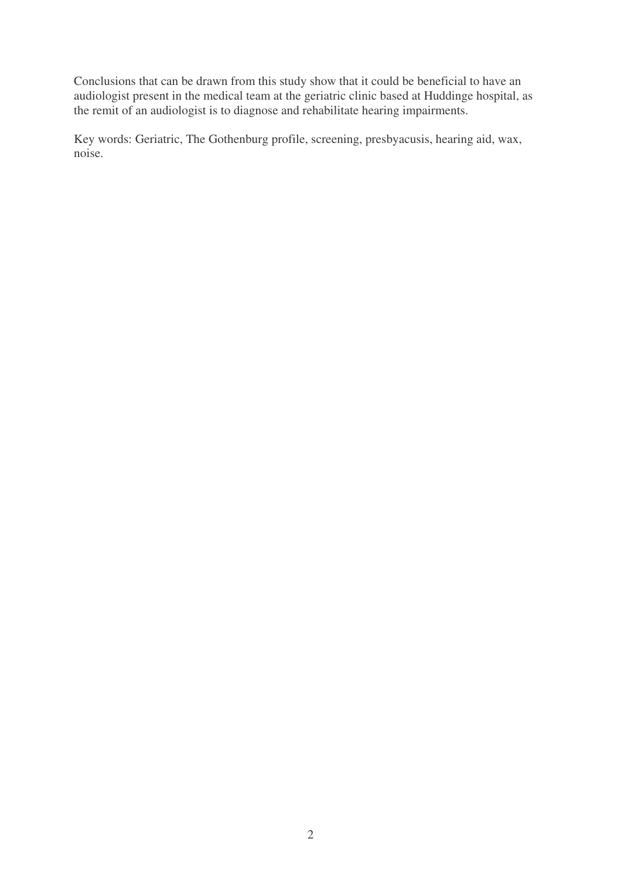Conclusions that can be drawn from this study show that it could be beneficial to have an audiologist present in the medical team at the geriatric clinic based at Huddinge hospital, as the remit of an audiologist is to diagnose and rehabilitate hearing impairments.

Key words: Geriatric, The Gothenburg profile, screening, presbyacusis, hearing aid, wax, noise.